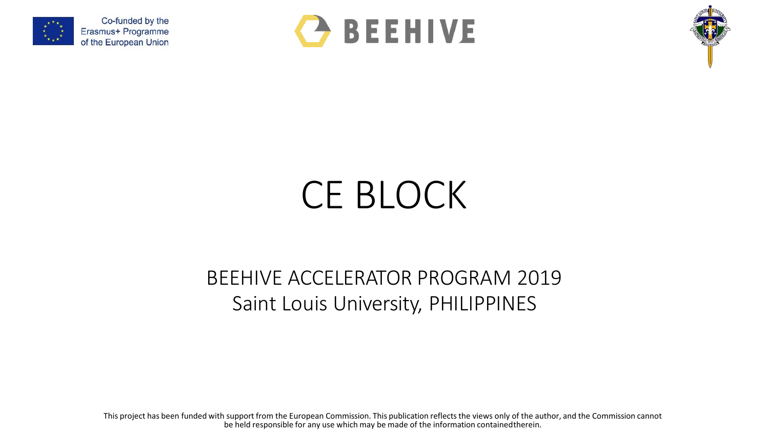Co-funded by the Erasmus+ Programme of the European Union

BEEHIVE

# CE BLOCK

BEEHIVE ACCELERATOR PROGRAM 2019
Saint Louis University, PHILIPPINES

This project has been funded with support from the European Commission. This publication reflects the views only of the author, and the Commission cannot be held responsible for any use which may be made of the information containedtherein.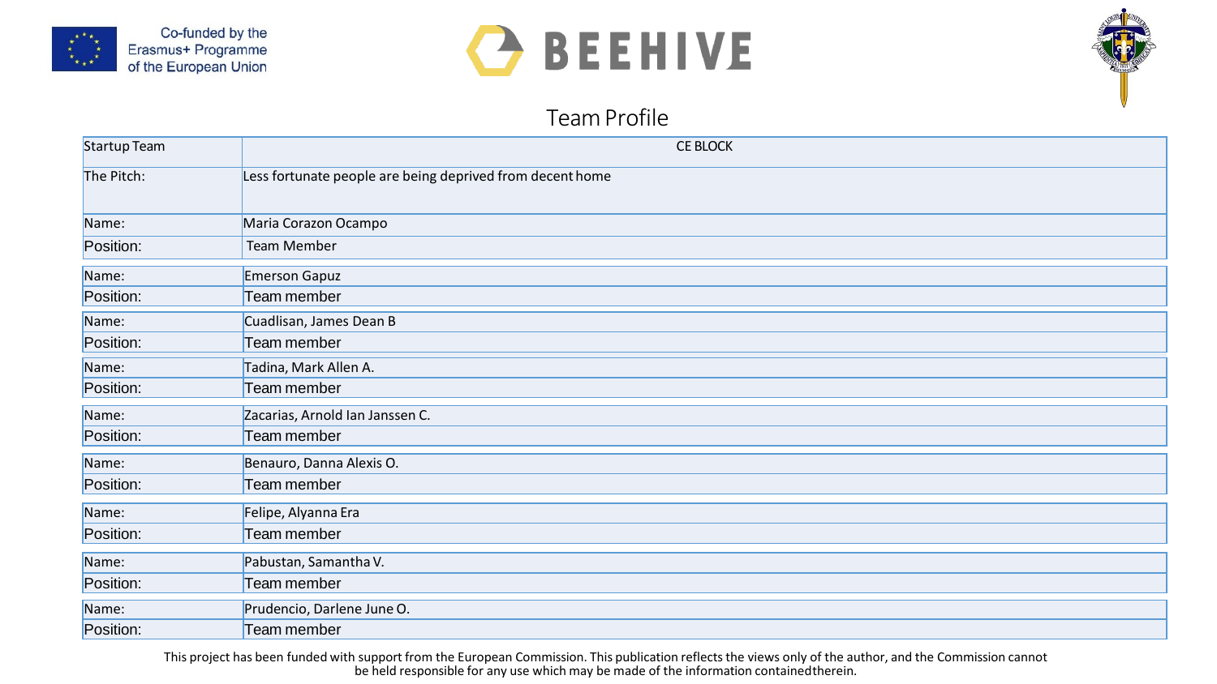Co-funded by the Erasmus+ Programme of the European Union

BEEHIVE

# Team Profile

| | |
|---|---|
| Startup Team | CE BLOCK |
| The Pitch: | Less fortunate people are being deprived from decent home |
| Name: | Maria Corazon Ocampo |
| Position: | Team Member |
| Name: | Emerson Gapuz |
| Position: | Team member |
| Name: | Cuadlisan, James Dean B |
| Position: | Team member |
| Name: | Tadina, Mark Allen A. |
| Position: | Team member |
| Name: | Zacarias, Arnold Ian Janssen C. |
| Position: | Team member |
| Name: | Benauro, Danna Alexis O. |
| Position: | Team member |
| Name: | Felipe, Alyanna Era |
| Position: | Team member |
| Name: | Pabustan, Samantha V. |
| Position: | Team member |
| Name: | Prudencio, Darlene June O. |
| Position: | Team member |

This project has been funded with support from the European Commission. This publication reflects the views only of the author, and the Commission cannot be held responsible for any use which may be made of the information containedtherein.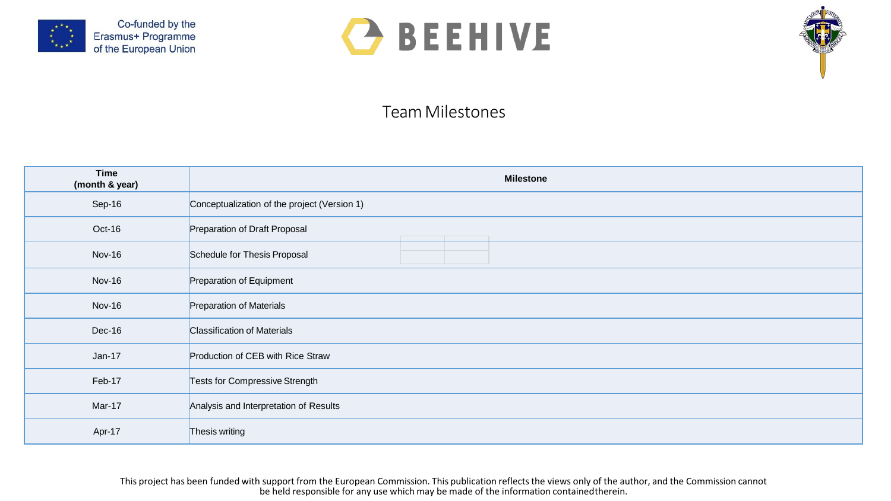# Team Milestones

| Time (month & year) | Milestone |
|---|---|
| Sep-16 | Conceptualization of the project (Version 1) |
| Oct-16 | Preparation of Draft Proposal |
| Nov-16 | Schedule for Thesis Proposal |
| Nov-16 | Preparation of Equipment |
| Nov-16 | Preparation of Materials |
| Dec-16 | Classification of Materials |
| Jan-17 | Production of CEB with Rice Straw |
| Feb-17 | Tests for Compressive Strength |
| Mar-17 | Analysis and Interpretation of Results |
| Apr-17 | Thesis writing |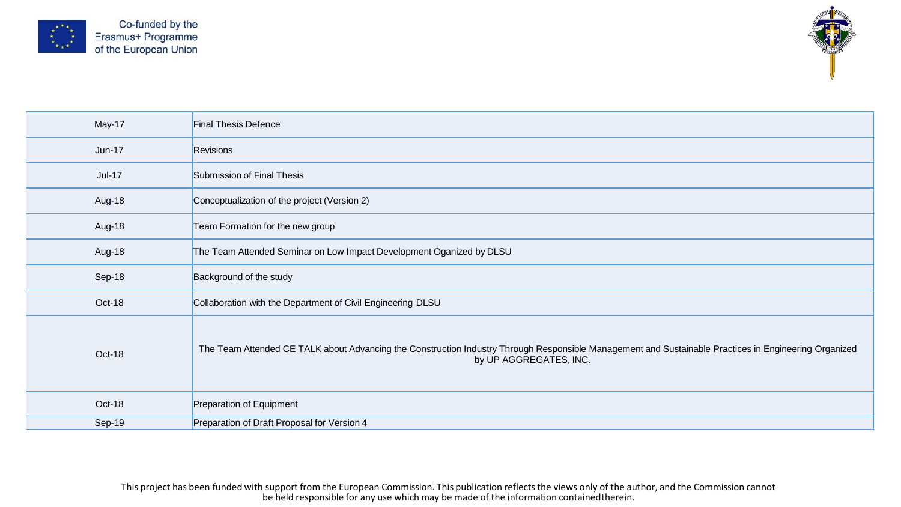| | |
|---|---|
| May-17 | Final Thesis Defence |
| Jun-17 | Revisions |
| Jul-17 | Submission of Final Thesis |
| Aug-18 | Conceptualization of the project (Version 2) |
| Aug-18 | Team Formation for the new group |
| Aug-18 | The Team Attended Seminar on Low Impact Development Oganized by DLSU |
| Sep-18 | Background of the study |
| Oct-18 | Collaboration with the Department of Civil Engineering DLSU |
| Oct-18 | The Team Attended CE TALK about Advancing the Construction Industry Through Responsible Management and Sustainable Practices in Engineering Organized by UP AGGREGATES, INC. |
| Oct-18 | Preparation of Equipment |
| Sep-19 | Preparation of Draft Proposal for Version 4 |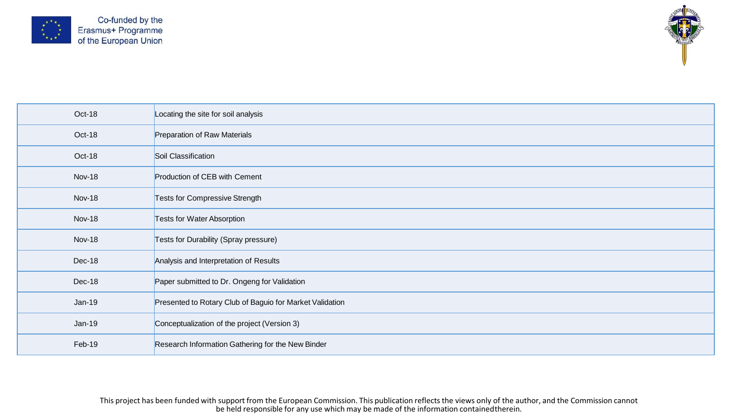| | |
|---|---|
| Oct-18 | Locating the site for soil analysis |
| Oct-18 | Preparation of Raw Materials |
| Oct-18 | Soil Classification |
| Nov-18 | Production of CEB with Cement |
| Nov-18 | Tests for Compressive Strength |
| Nov-18 | Tests for Water Absorption |
| Nov-18 | Tests for Durability (Spray pressure) |
| Dec-18 | Analysis and Interpretation of Results |
| Dec-18 | Paper submitted to Dr. Ongeng for Validation |
| Jan-19 | Presented to Rotary Club of Baguio for Market Validation |
| Jan-19 | Conceptualization of the project (Version 3) |
| Feb-19 | Research Information Gathering for the New Binder |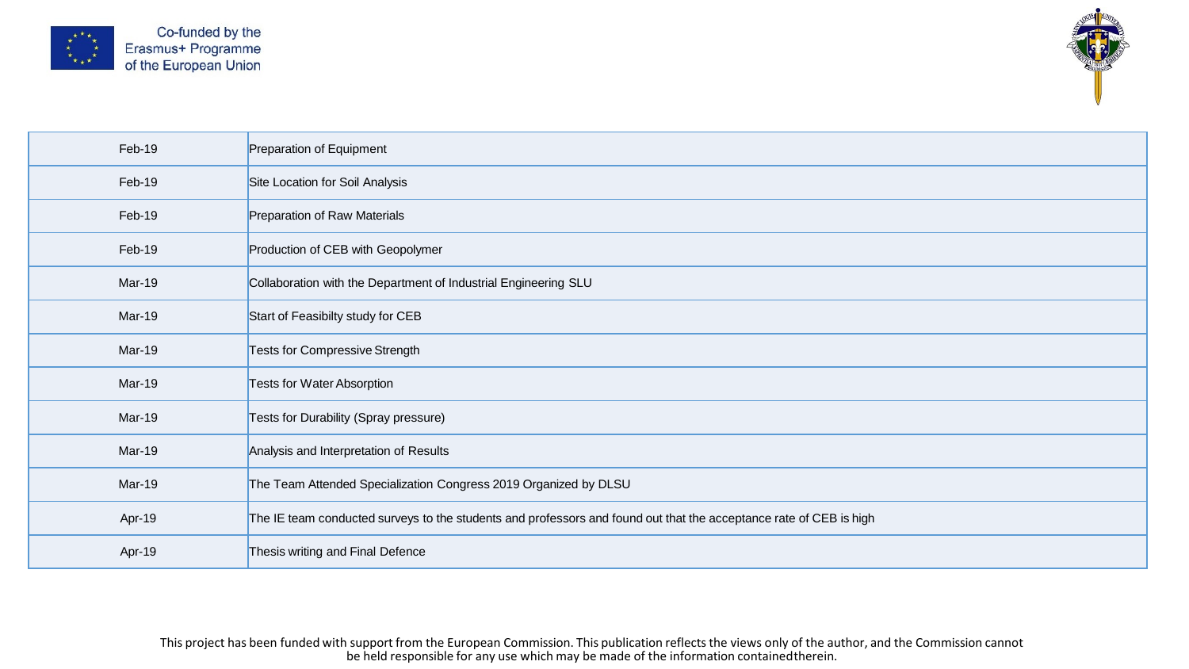| | |
|---|---|
| Feb-19 | Preparation of Equipment |
| Feb-19 | Site Location for Soil Analysis |
| Feb-19 | Preparation of Raw Materials |
| Feb-19 | Production of CEB with Geopolymer |
| Mar-19 | Collaboration with the Department of Industrial Engineering SLU |
| Mar-19 | Start of Feasibilty study for CEB |
| Mar-19 | Tests for Compressive Strength |
| Mar-19 | Tests for Water Absorption |
| Mar-19 | Tests for Durability (Spray pressure) |
| Mar-19 | Analysis and Interpretation of Results |
| Mar-19 | The Team Attended Specialization Congress 2019 Organized by DLSU |
| Apr-19 | The IE team conducted surveys to the students and professors and found out that the acceptance rate of CEB is high |
| Apr-19 | Thesis writing and Final Defence |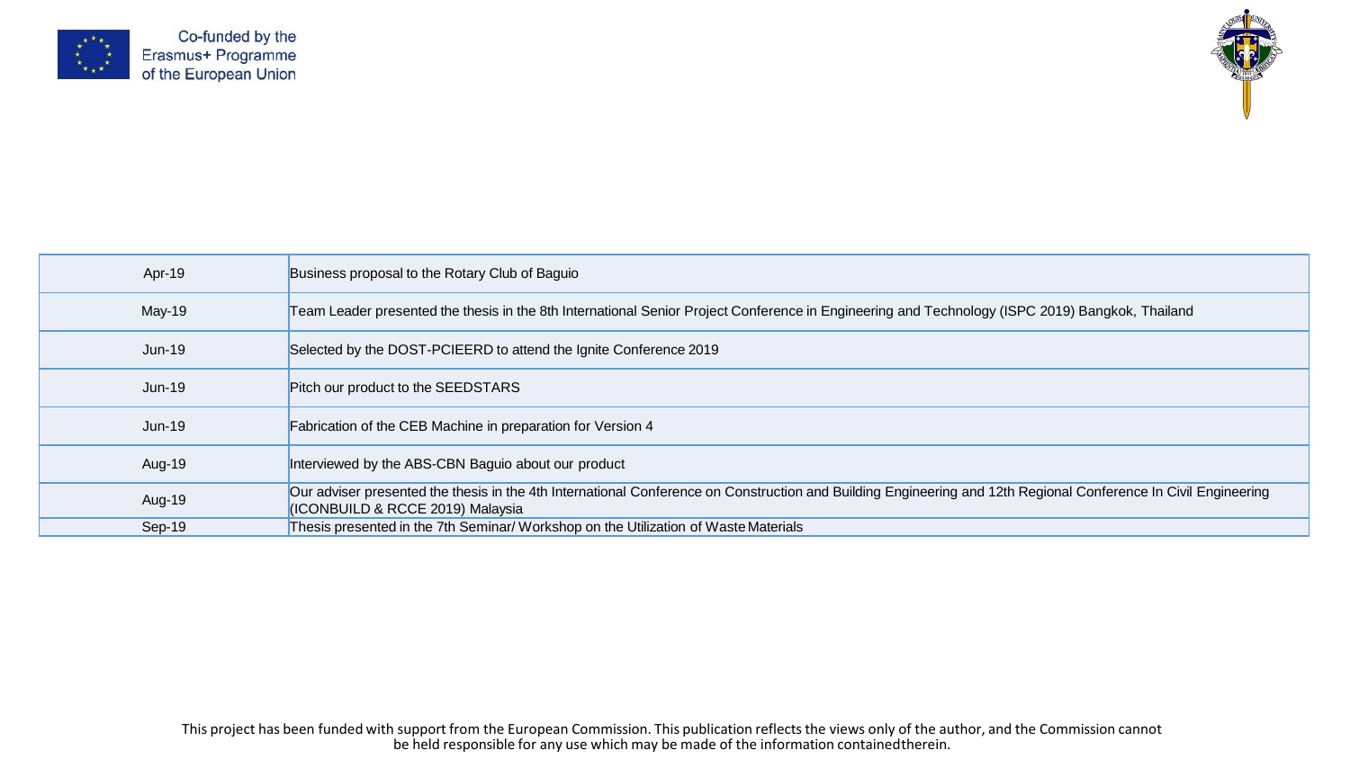| | |
|---|---|
| Apr-19 | Business proposal to the Rotary Club of Baguio |
| May-19 | Team Leader presented the thesis in the 8th International Senior Project Conference in Engineering and Technology (ISPC 2019) Bangkok, Thailand |
| Jun-19 | Selected by the DOST-PCIEERD to attend the Ignite Conference 2019 |
| Jun-19 | Pitch our product to the SEEDSTARS |
| Jun-19 | Fabrication of the CEB Machine in preparation for Version 4 |
| Aug-19 | Interviewed by the ABS-CBN Baguio about our product |
| Aug-19 | Our adviser presented the thesis in the 4th International Conference on Construction and Building Engineering and 12th Regional Conference In Civil Engineering (ICONBUILD & RCCE 2019) Malaysia |
| Sep-19 | Thesis presented in the 7th Seminar/ Workshop on the Utilization of Waste Materials |